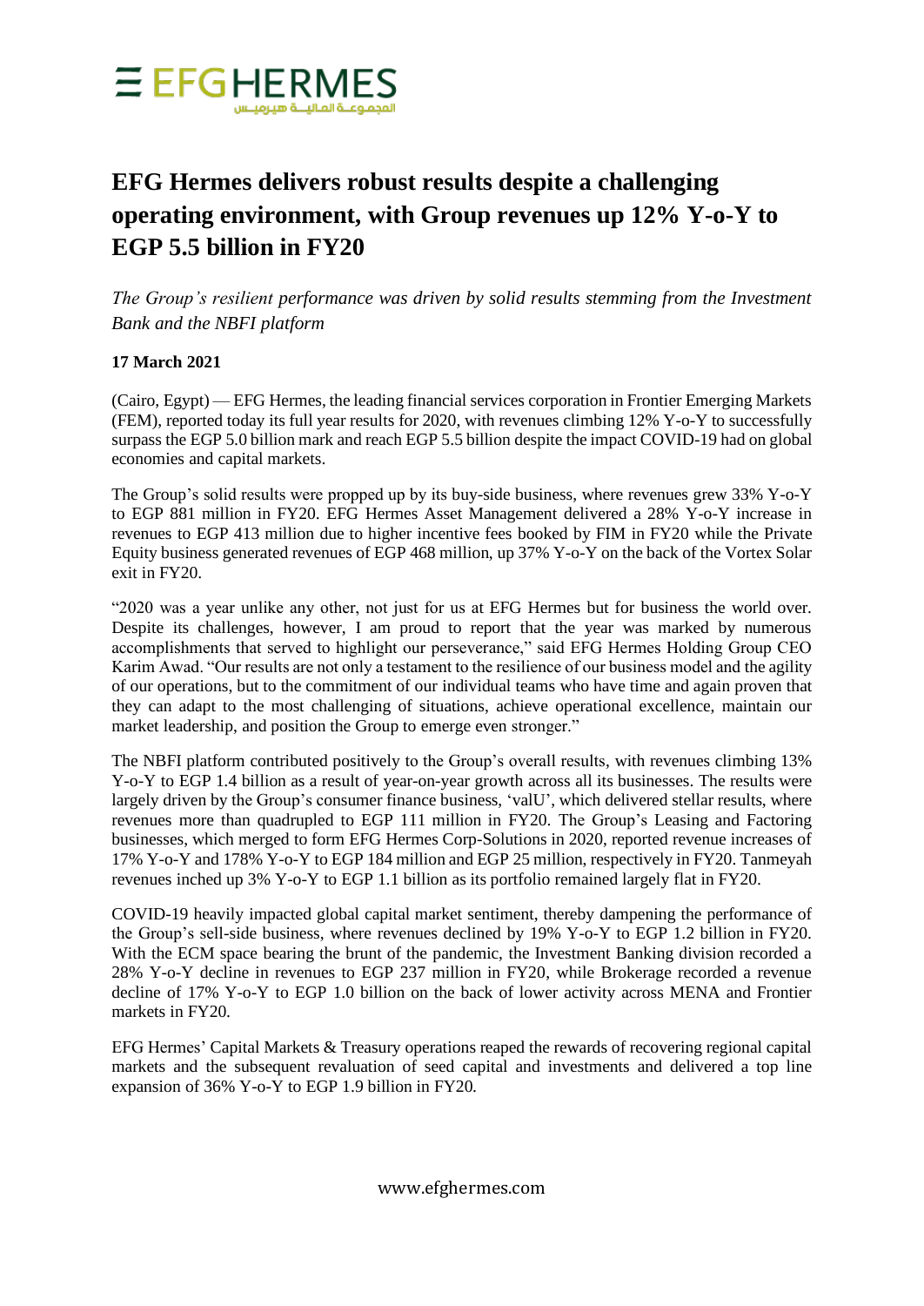# EFG Hermes delivers robust results despite a challenging operating environment, with Group revenues up 12% Y-o-Y to EGP 5.5 billion in FY20

*The Group's resilient performance was driven by solid results stemming from the Investment Bank and the NBFI platform*

**17 March 2021**

(Cairo, Egypt) — EFG Hermes, the leading financial services corporation in Frontier Emerging Markets (FEM), reported today its full year results for 2020, with revenues climbing 12% Y-o-Y to successfully surpass the EGP 5.0 billion mark and reach EGP 5.5 billion despite the impact COVID-19 had on global economies and capital markets.

The Group's solid results were propped up by its buy-side business, where revenues grew 33% Y-o-Y to EGP 881 million in FY20. EFG Hermes Asset Management delivered a 28% Y-o-Y increase in revenues to EGP 413 million due to higher incentive fees booked by FIM in FY20 while the Private Equity business generated revenues of EGP 468 million, up 37% Y-o-Y on the back of the Vortex Solar exit in FY20.

"2020 was a year unlike any other, not just for us at EFG Hermes but for business the world over. Despite its challenges, however, I am proud to report that the year was marked by numerous accomplishments that served to highlight our perseverance," said EFG Hermes Holding Group CEO Karim Awad. "Our results are not only a testament to the resilience of our business model and the agility of our operations, but to the commitment of our individual teams who have time and again proven that they can adapt to the most challenging of situations, achieve operational excellence, maintain our market leadership, and position the Group to emerge even stronger."

The NBFI platform contributed positively to the Group's overall results, with revenues climbing 13% Y-o-Y to EGP 1.4 billion as a result of year-on-year growth across all its businesses. The results were largely driven by the Group's consumer finance business, 'valU', which delivered stellar results, where revenues more than quadrupled to EGP 111 million in FY20. The Group's Leasing and Factoring businesses, which merged to form EFG Hermes Corp-Solutions in 2020, reported revenue increases of 17% Y-o-Y and 178% Y-o-Y to EGP 184 million and EGP 25 million, respectively in FY20. Tanmeyah revenues inched up 3% Y-o-Y to EGP 1.1 billion as its portfolio remained largely flat in FY20.

COVID-19 heavily impacted global capital market sentiment, thereby dampening the performance of the Group's sell-side business, where revenues declined by 19% Y-o-Y to EGP 1.2 billion in FY20. With the ECM space bearing the brunt of the pandemic, the Investment Banking division recorded a 28% Y-o-Y decline in revenues to EGP 237 million in FY20, while Brokerage recorded a revenue decline of 17% Y-o-Y to EGP 1.0 billion on the back of lower activity across MENA and Frontier markets in FY20.

EFG Hermes' Capital Markets & Treasury operations reaped the rewards of recovering regional capital markets and the subsequent revaluation of seed capital and investments and delivered a top line expansion of 36% Y-o-Y to EGP 1.9 billion in FY20.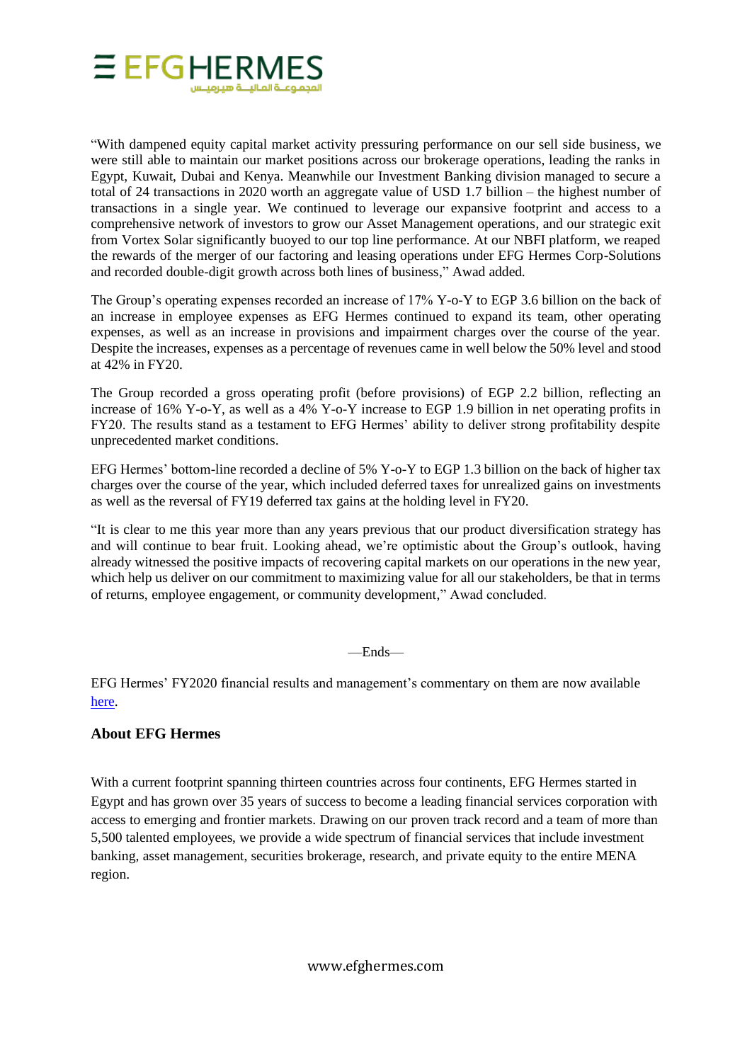"With dampened equity capital market activity pressuring performance on our sell side business, we were still able to maintain our market positions across our brokerage operations, leading the ranks in Egypt, Kuwait, Dubai and Kenya. Meanwhile our Investment Banking division managed to secure a total of 24 transactions in 2020 worth an aggregate value of USD 1.7 billion – the highest number of transactions in a single year. We continued to leverage our expansive footprint and access to a comprehensive network of investors to grow our Asset Management operations, and our strategic exit from Vortex Solar significantly buoyed to our top line performance. At our NBFI platform, we reaped the rewards of the merger of our factoring and leasing operations under EFG Hermes Corp-Solutions and recorded double-digit growth across both lines of business," Awad added.

The Group's operating expenses recorded an increase of 17% Y-o-Y to EGP 3.6 billion on the back of an increase in employee expenses as EFG Hermes continued to expand its team, other operating expenses, as well as an increase in provisions and impairment charges over the course of the year. Despite the increases, expenses as a percentage of revenues came in well below the 50% level and stood at 42% in FY20.

The Group recorded a gross operating profit (before provisions) of EGP 2.2 billion, reflecting an increase of 16% Y-o-Y, as well as a 4% Y-o-Y increase to EGP 1.9 billion in net operating profits in FY20. The results stand as a testament to EFG Hermes' ability to deliver strong profitability despite unprecedented market conditions.

EFG Hermes' bottom-line recorded a decline of 5% Y-o-Y to EGP 1.3 billion on the back of higher tax charges over the course of the year, which included deferred taxes for unrealized gains on investments as well as the reversal of FY19 deferred tax gains at the holding level in FY20.

"It is clear to me this year more than any years previous that our product diversification strategy has and will continue to bear fruit. Looking ahead, we're optimistic about the Group's outlook, having already witnessed the positive impacts of recovering capital markets on our operations in the new year, which help us deliver on our commitment to maximizing value for all our stakeholders, be that in terms of returns, employee engagement, or community development," Awad concluded.

—Ends—

EFG Hermes' FY2020 financial results and management's commentary on them are now available here.

## About EFG Hermes

With a current footprint spanning thirteen countries across four continents, EFG Hermes started in Egypt and has grown over 35 years of success to become a leading financial services corporation with access to emerging and frontier markets. Drawing on our proven track record and a team of more than 5,500 talented employees, we provide a wide spectrum of financial services that include investment banking, asset management, securities brokerage, research, and private equity to the entire MENA region.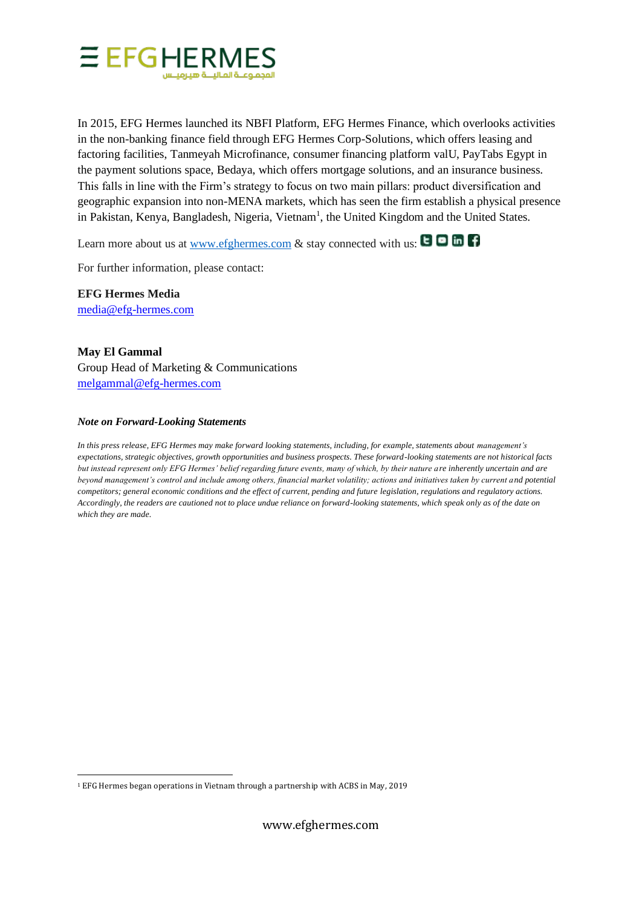In 2015, EFG Hermes launched its NBFI Platform, EFG Hermes Finance, which overlooks activities in the non-banking finance field through EFG Hermes Corp-Solutions, which offers leasing and factoring facilities, Tanmeyah Microfinance, consumer financing platform valU, PayTabs Egypt in the payment solutions space, Bedaya, which offers mortgage solutions, and an insurance business. This falls in line with the Firm's strategy to focus on two main pillars: product diversification and geographic expansion into non-MENA markets, which has seen the firm establish a physical presence in Pakistan, Kenya, Bangladesh, Nigeria, Vietnam[1], the United Kingdom and the United States.

Learn more about us at [www.efghermes.com](http://www.efghermes.com) & stay connected with us:

For further information, please contact:

**EFG Hermes Media**
[media@efg-hermes.com](mailto:media@efg-hermes.com)

**May El Gammal**
Group Head of Marketing & Communications
[melgammal@efg-hermes.com](mailto:melgammal@efg-hermes.com)

***Note on Forward-Looking Statements***

*In this press release, EFG Hermes may make forward looking statements, including, for example, statements about management's expectations, strategic objectives, growth opportunities and business prospects. These forward-looking statements are not historical facts but instead represent only EFG Hermes' belief regarding future events, many of which, by their nature are inherently uncertain and are beyond management's control and include among others, financial market volatility; actions and initiatives taken by current and potential competitors; general economic conditions and the effect of current, pending and future legislation, regulations and regulatory actions. Accordingly, the readers are cautioned not to place undue reliance on forward-looking statements, which speak only as of the date on which they are made.*

[1] EFG Hermes began operations in Vietnam through a partnership with ACBS in May, 2019